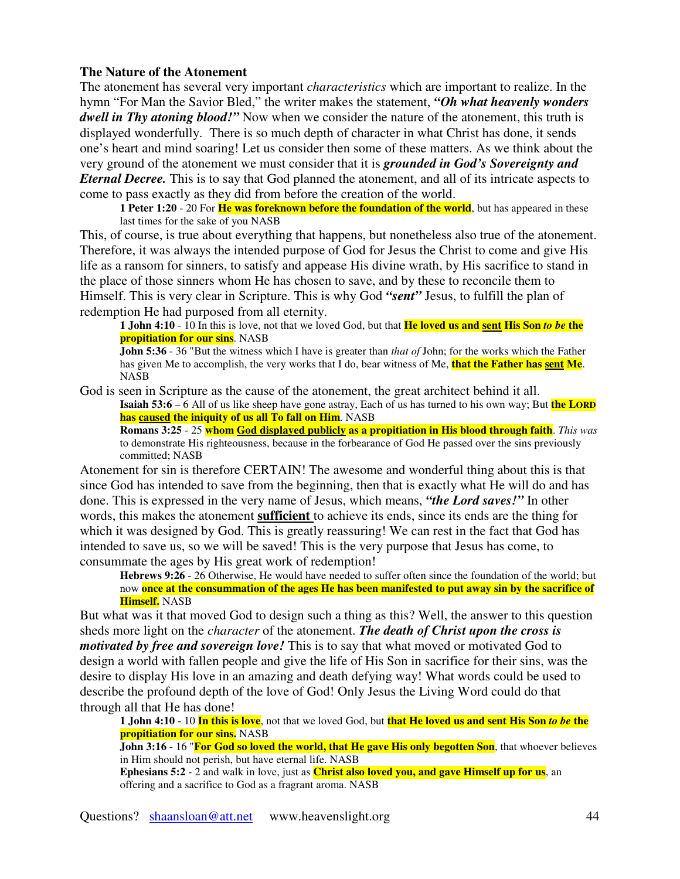### The Nature of the Atonement

The atonement has several very important *characteristics* which are important to realize. In the hymn "For Man the Savior Bled," the writer makes the statement, ***"Oh what heavenly wonders dwell in Thy atoning blood!"*** Now when we consider the nature of the atonement, this truth is displayed wonderfully. There is so much depth of character in what Christ has done, it sends one's heart and mind soaring! Let us consider then some of these matters. As we think about the very ground of the atonement we must consider that it is ***grounded in God's Sovereignty and Eternal Decree.*** This is to say that God planned the atonement, and all of its intricate aspects to come to pass exactly as they did from before the creation of the world.

> **1 Peter 1:20** - 20 For **He was foreknown before the foundation of the world**, but has appeared in these last times for the sake of you NASB

This, of course, is true about everything that happens, but nonetheless also true of the atonement. Therefore, it was always the intended purpose of God for Jesus the Christ to come and give His life as a ransom for sinners, to satisfy and appease His divine wrath, by His sacrifice to stand in the place of those sinners whom He has chosen to save, and by these to reconcile them to Himself. This is very clear in Scripture. This is why God ***"sent"*** Jesus, to fulfill the plan of redemption He had purposed from all eternity.

> **1 John 4:10** - 10 In this is love, not that we loved God, but that **He loved us and <u>sent</u> His Son *to be* the propitiation for our sins**. NASB
>
> **John 5:36** - 36 "But the witness which I have is greater than *that of* John; for the works which the Father has given Me to accomplish, the very works that I do, bear witness of Me, **that the Father has <u>sent</u> Me**. NASB

God is seen in Scripture as the cause of the atonement, the great architect behind it all.

> **Isaiah 53:6** – 6 All of us like sheep have gone astray, Each of us has turned to his own way; But **the LORD has <u>caused</u> the iniquity of us all To fall on Him**. NASB
>
> **Romans 3:25** - 25 **whom <u>God displayed publicly</u> as a propitiation in His blood through faith**. *This was* to demonstrate His righteousness, because in the forbearance of God He passed over the sins previously committed; NASB

Atonement for sin is therefore CERTAIN! The awesome and wonderful thing about this is that since God has intended to save from the beginning, then that is exactly what He will do and has done. This is expressed in the very name of Jesus, which means, ***"the Lord saves!"*** In other words, this makes the atonement **<u>sufficient</u>** to achieve its ends, since its ends are the thing for which it was designed by God. This is greatly reassuring! We can rest in the fact that God has intended to save us, so we will be saved! This is the very purpose that Jesus has come, to consummate the ages by His great work of redemption!

> **Hebrews 9:26** - 26 Otherwise, He would have needed to suffer often since the foundation of the world; but now **once at the consummation of the ages He has been manifested to put away sin by the sacrifice of Himself.** NASB

But what was it that moved God to design such a thing as this? Well, the answer to this question sheds more light on the *character* of the atonement. ***The death of Christ upon the cross is motivated by free and sovereign love!*** This is to say that what moved or motivated God to design a world with fallen people and give the life of His Son in sacrifice for their sins, was the desire to display His love in an amazing and death defying way! What words could be used to describe the profound depth of the love of God! Only Jesus the Living Word could do that through all that He has done!

> **1 John 4:10** - 10 **In this is love**, not that we loved God, but **that He loved us and sent His Son *to be* the propitiation for our sins.** NASB
>
> **John 3:16** - 16 "**For God so loved the world, that He gave His only begotten Son**, that whoever believes in Him should not perish, but have eternal life. NASB
>
> **Ephesians 5:2** - 2 and walk in love, just as **Christ also loved you, and gave Himself up for us**, an offering and a sacrifice to God as a fragrant aroma. NASB

Questions? shaansloan@att.net www.heavenslight.org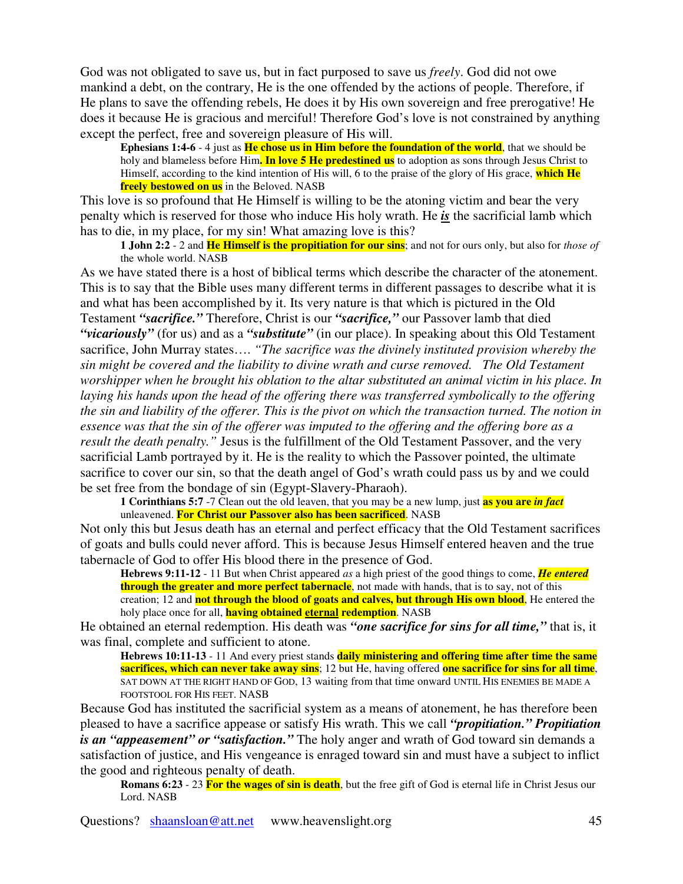God was not obligated to save us, but in fact purposed to save us *freely*. God did not owe mankind a debt, on the contrary, He is the one offended by the actions of people. Therefore, if He plans to save the offending rebels, He does it by His own sovereign and free prerogative! He does it because He is gracious and merciful! Therefore God's love is not constrained by anything except the perfect, free and sovereign pleasure of His will.

> **Ephesians 1:4-6** - 4 just as **He chose us in Him before the foundation of the world**, that we should be holy and blameless before Him**. In love 5 He predestined us** to adoption as sons through Jesus Christ to Himself, according to the kind intention of His will, 6 to the praise of the glory of His grace, **which He freely bestowed on us** in the Beloved. NASB

This love is so profound that He Himself is willing to be the atoning victim and bear the very penalty which is reserved for those who induce His holy wrath. He ***is*** the sacrificial lamb which has to die, in my place, for my sin! What amazing love is this?

> **1 John 2:2** - 2 and **He Himself is the propitiation for our sins**; and not for ours only, but also for *those of* the whole world. NASB

As we have stated there is a host of biblical terms which describe the character of the atonement. This is to say that the Bible uses many different terms in different passages to describe what it is and what has been accomplished by it. Its very nature is that which is pictured in the Old Testament ***"sacrifice."*** Therefore, Christ is our ***"sacrifice,"*** our Passover lamb that died ***"vicariously"*** (for us) and as a ***"substitute"*** (in our place). In speaking about this Old Testament sacrifice, John Murray states…. *"The sacrifice was the divinely instituted provision whereby the sin might be covered and the liability to divine wrath and curse removed. The Old Testament worshipper when he brought his oblation to the altar substituted an animal victim in his place. In laying his hands upon the head of the offering there was transferred symbolically to the offering the sin and liability of the offerer. This is the pivot on which the transaction turned. The notion in essence was that the sin of the offerer was imputed to the offering and the offering bore as a result the death penalty."* Jesus is the fulfillment of the Old Testament Passover, and the very sacrificial Lamb portrayed by it. He is the reality to which the Passover pointed, the ultimate sacrifice to cover our sin, so that the death angel of God's wrath could pass us by and we could be set free from the bondage of sin (Egypt-Slavery-Pharaoh).

> **1 Corinthians 5:7** -7 Clean out the old leaven, that you may be a new lump, just **as you are *in fact*** unleavened. **For Christ our Passover also has been sacrificed**. NASB

Not only this but Jesus death has an eternal and perfect efficacy that the Old Testament sacrifices of goats and bulls could never afford. This is because Jesus Himself entered heaven and the true tabernacle of God to offer His blood there in the presence of God.

> **Hebrews 9:11-12** - 11 But when Christ appeared *as* a high priest of the good things to come, ***He entered* through the greater and more perfect tabernacle**, not made with hands, that is to say, not of this creation; 12 and **not through the blood of goats and calves, but through His own blood**, He entered the holy place once for all, **having obtained eternal redemption**. NASB

He obtained an eternal redemption. His death was ***"one sacrifice for sins for all time,"*** that is, it was final, complete and sufficient to atone.

> **Hebrews 10:11-13** - 11 And every priest stands **daily ministering and offering time after time the same sacrifices, which can never take away sins**; 12 but He, having offered **one sacrifice for sins for all time**, SAT DOWN AT THE RIGHT HAND OF GOD, 13 waiting from that time onward UNTIL HIS ENEMIES BE MADE A FOOTSTOOL FOR HIS FEET. NASB

Because God has instituted the sacrificial system as a means of atonement, he has therefore been pleased to have a sacrifice appease or satisfy His wrath. This we call ***"propitiation." Propitiation is an "appeasement" or "satisfaction."*** The holy anger and wrath of God toward sin demands a satisfaction of justice, and His vengeance is enraged toward sin and must have a subject to inflict the good and righteous penalty of death.

> **Romans 6:23** - 23 **For the wages of sin is death**, but the free gift of God is eternal life in Christ Jesus our Lord. NASB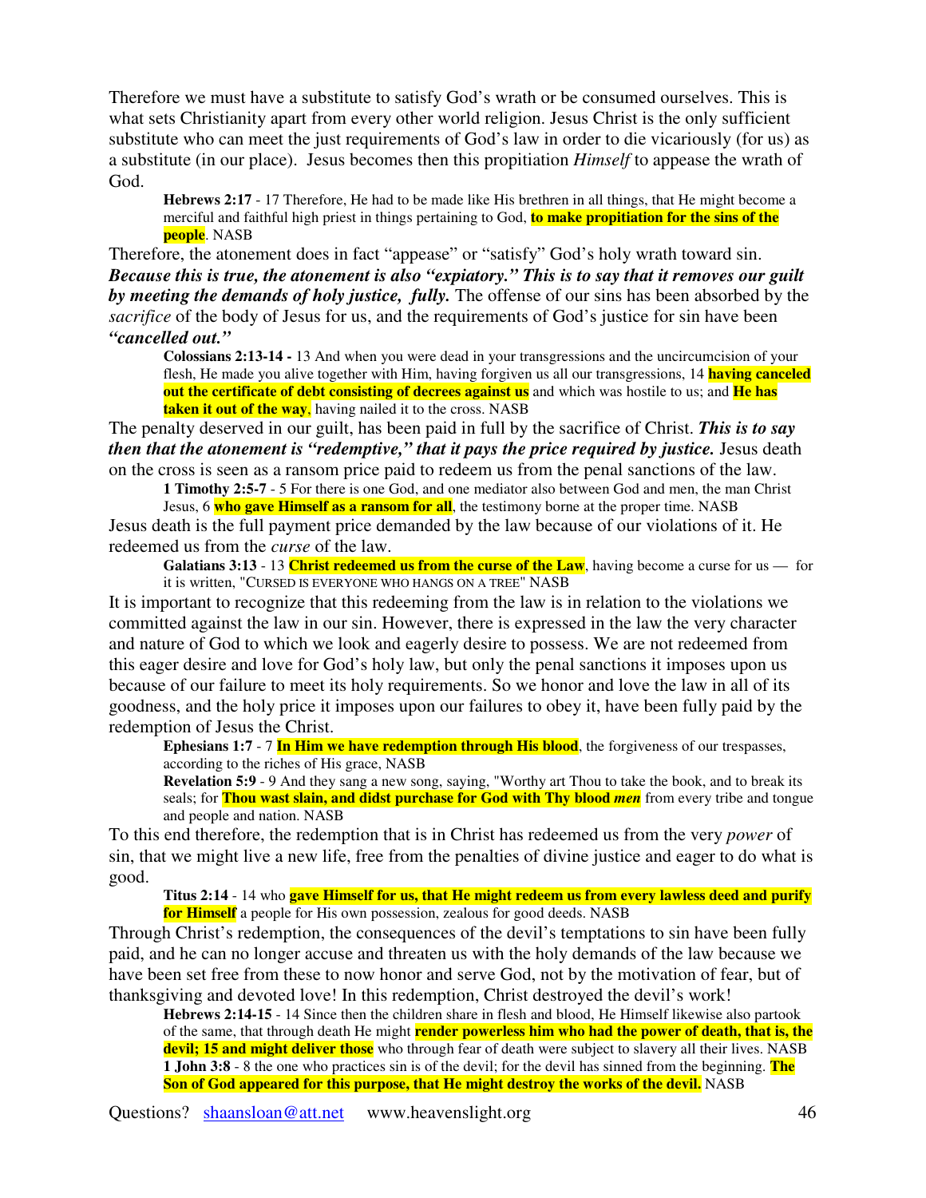Therefore we must have a substitute to satisfy God's wrath or be consumed ourselves. This is what sets Christianity apart from every other world religion. Jesus Christ is the only sufficient substitute who can meet the just requirements of God's law in order to die vicariously (for us) as a substitute (in our place). Jesus becomes then this propitiation *Himself* to appease the wrath of God.

> **Hebrews 2:17** - 17 Therefore, He had to be made like His brethren in all things, that He might become a merciful and faithful high priest in things pertaining to God, **to make propitiation for the sins of the people**. NASB

Therefore, the atonement does in fact "appease" or "satisfy" God's holy wrath toward sin. ***Because this is true, the atonement is also "expiatory." This is to say that it removes our guilt by meeting the demands of holy justice, fully.*** The offense of our sins has been absorbed by the *sacrifice* of the body of Jesus for us, and the requirements of God's justice for sin have been ***"cancelled out."***

> **Colossians 2:13-14 -** 13 And when you were dead in your transgressions and the uncircumcision of your flesh, He made you alive together with Him, having forgiven us all our transgressions, 14 **having canceled out the certificate of debt consisting of decrees against us** and which was hostile to us; and **He has taken it out of the way**, having nailed it to the cross. NASB

The penalty deserved in our guilt, has been paid in full by the sacrifice of Christ. ***This is to say then that the atonement is "redemptive," that it pays the price required by justice.*** Jesus death on the cross is seen as a ransom price paid to redeem us from the penal sanctions of the law.

> **1 Timothy 2:5-7** - 5 For there is one God, and one mediator also between God and men, the man Christ Jesus, 6 **who gave Himself as a ransom for all**, the testimony borne at the proper time. NASB

Jesus death is the full payment price demanded by the law because of our violations of it. He redeemed us from the *curse* of the law.

> **Galatians 3:13** - 13 **Christ redeemed us from the curse of the Law**, having become a curse for us — for it is written, "CURSED IS EVERYONE WHO HANGS ON A TREE" NASB

It is important to recognize that this redeeming from the law is in relation to the violations we committed against the law in our sin. However, there is expressed in the law the very character and nature of God to which we look and eagerly desire to possess. We are not redeemed from this eager desire and love for God's holy law, but only the penal sanctions it imposes upon us because of our failure to meet its holy requirements. So we honor and love the law in all of its goodness, and the holy price it imposes upon our failures to obey it, have been fully paid by the redemption of Jesus the Christ.

> **Ephesians 1:7** - 7 **In Him we have redemption through His blood**, the forgiveness of our trespasses, according to the riches of His grace, NASB
>
> **Revelation 5:9** - 9 And they sang a new song, saying, "Worthy art Thou to take the book, and to break its seals; for **Thou wast slain, and didst purchase for God with Thy blood *men*** from every tribe and tongue and people and nation. NASB

To this end therefore, the redemption that is in Christ has redeemed us from the very *power* of sin, that we might live a new life, free from the penalties of divine justice and eager to do what is good.

> **Titus 2:14** - 14 who **gave Himself for us, that He might redeem us from every lawless deed and purify for Himself** a people for His own possession, zealous for good deeds. NASB

Through Christ's redemption, the consequences of the devil's temptations to sin have been fully paid, and he can no longer accuse and threaten us with the holy demands of the law because we have been set free from these to now honor and serve God, not by the motivation of fear, but of thanksgiving and devoted love! In this redemption, Christ destroyed the devil's work!

> **Hebrews 2:14-15** - 14 Since then the children share in flesh and blood, He Himself likewise also partook of the same, that through death He might **render powerless him who had the power of death, that is, the devil; 15 and might deliver those** who through fear of death were subject to slavery all their lives. NASB
>
> **1 John 3:8** - 8 the one who practices sin is of the devil; for the devil has sinned from the beginning. **The Son of God appeared for this purpose, that He might destroy the works of the devil.** NASB